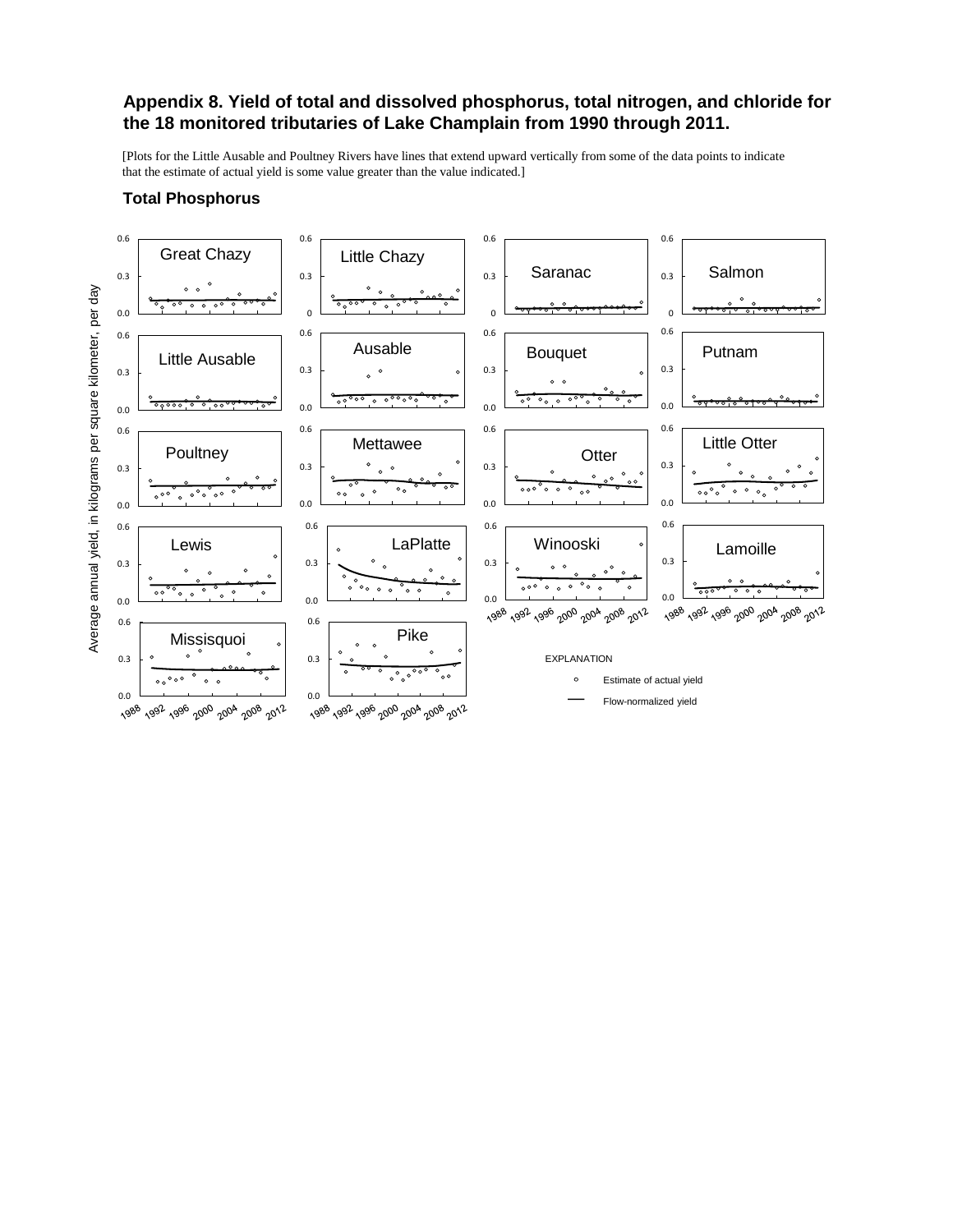## Appendix 8. Yield of total and dissolved phosphorus, total nitrogen, and chloride for the 18 monitored tributaries of Lake Champlain from 1990 through 2011.

[Plots for the Little Ausable and Poultney Rivers have lines that extend upward vertically from some of the data points to indicate that the estimate of actual yield is some value greater than the value indicated.]

### Total Phosphorus

Average annual yield, in kilograms per square kilometer, per day

Great Chazy | Little Chazy | Saranac | Salmon

Little Ausable | Ausable | Bouquet | Putnam

Poultney | Mettawee | Otter | Little Otter

Lewis | LaPlatte | Winooski | Lamoille

Missisquoi | Pike

EXPLANATION

- Estimate of actual yield
- Flow-normalized yield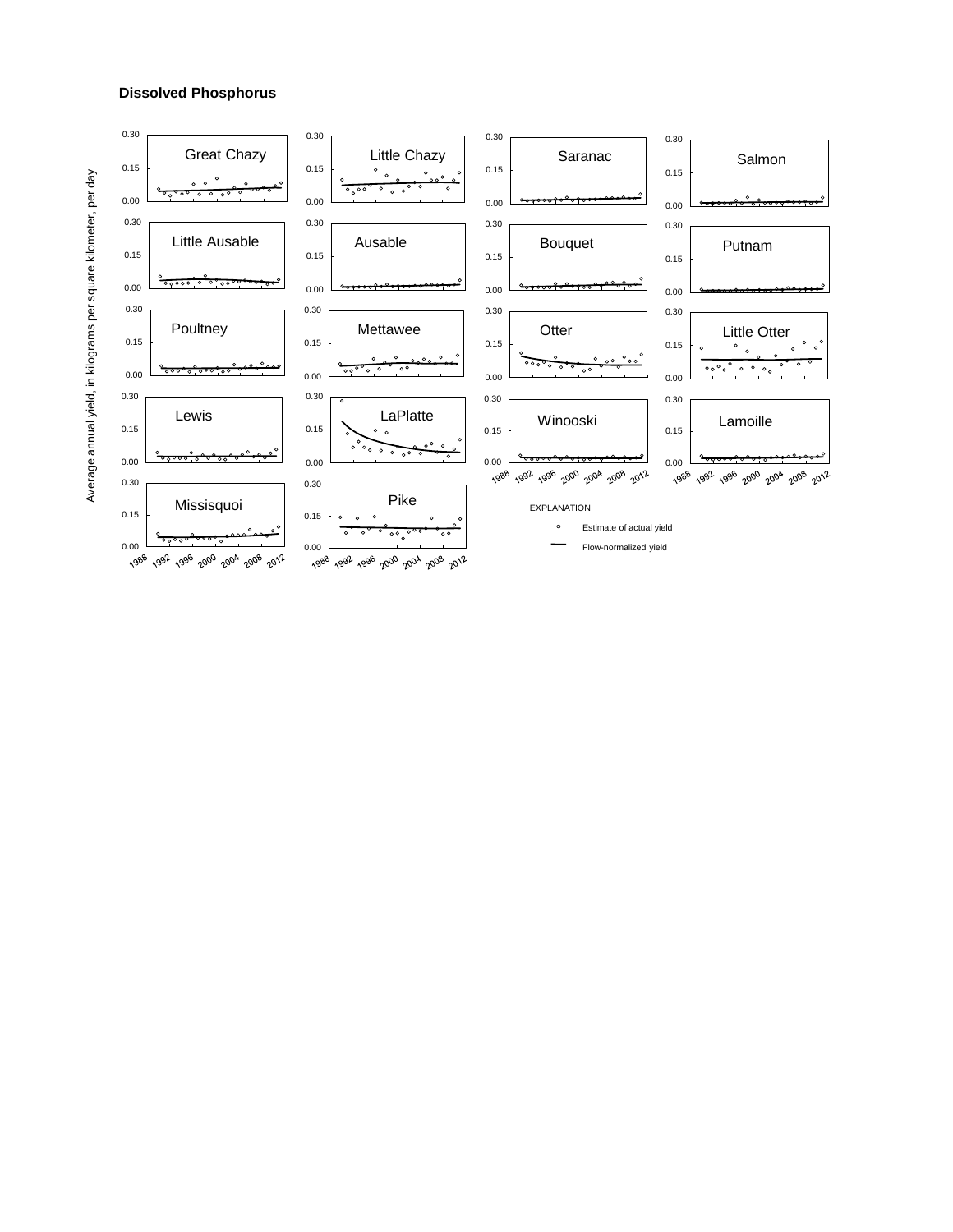**Dissolved Phosphorus**

Average annual yield, in kilograms per square kilometer, per day

Great Chazy

Little Chazy

Saranac

Salmon

Little Ausable

Ausable

Bouquet

Putnam

Poultney

Mettawee

Otter

Little Otter

Lewis

LaPlatte

Winooski

Lamoille

Missisquoi

Pike

EXPLANATION

Estimate of actual yield

Flow-normalized yield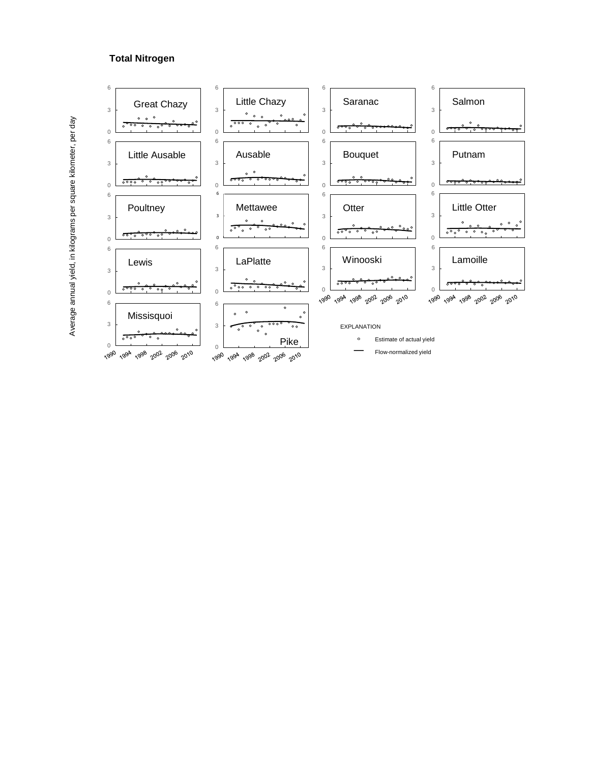**Total Nitrogen**

Average annual yield, in kilograms per square kilometer, per day

Great Chazy | Little Chazy | Saranac | Salmon

Little Ausable | Ausable | Bouquet | Putnam

Poultney | Mettawee | Otter | Little Otter

Lewis | LaPlatte | Winooski | Lamoille

Missisquoi | Pike

1990 1994 1998 2002 2006 2010

EXPLANATION

○ Estimate of actual yield

— Flow-normalized yield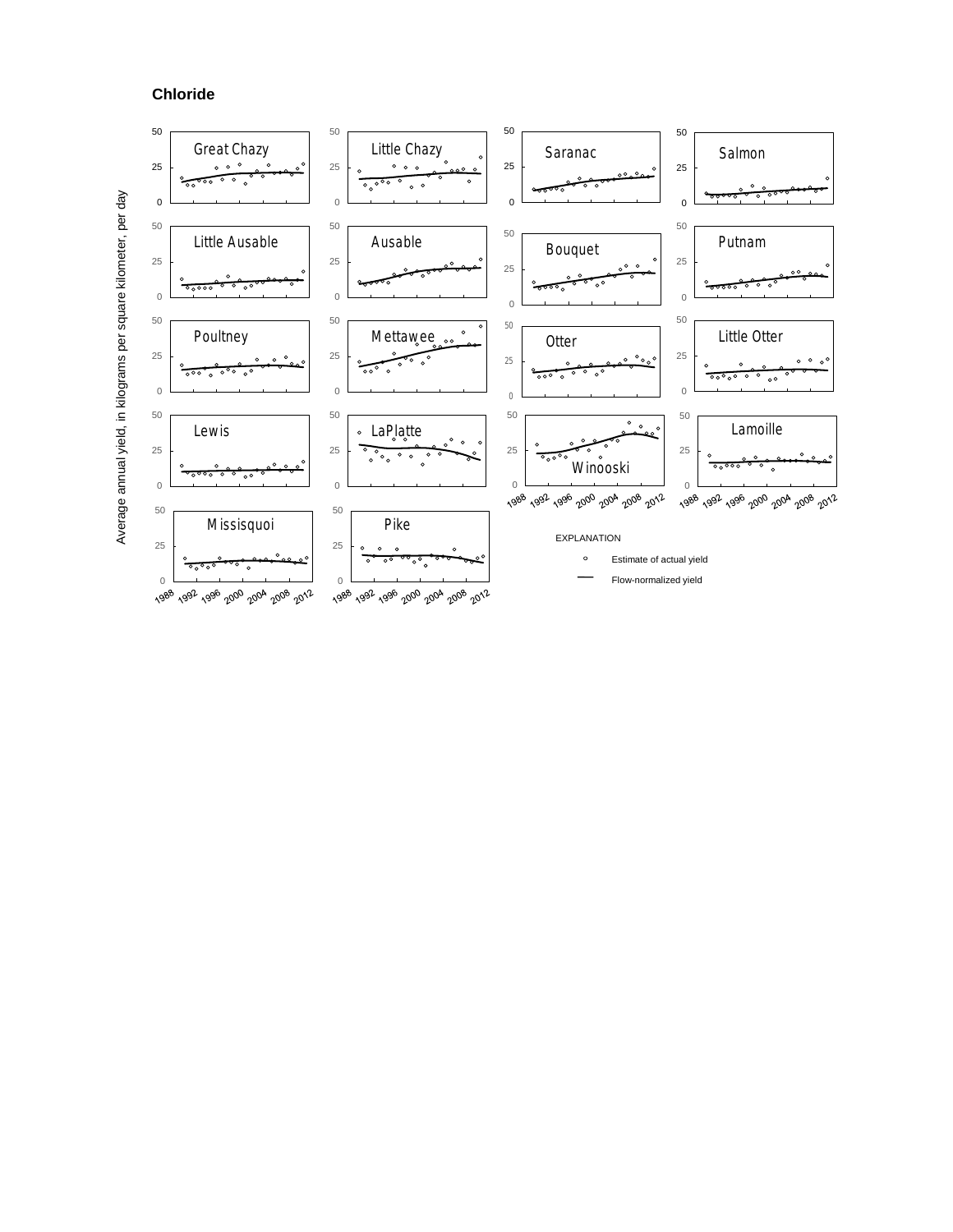**Chloride**

Average annual yield, in kilograms per square kilometer, per day

Great Chazy
Little Chazy
Saranac
Salmon
Little Ausable
Ausable
Bouquet
Putnam
Poultney
Mettawee
Otter
Little Otter
Lewis
LaPlatte
Winooski
Lamoille
Missisquoi
Pike

0
25
50

1988
1992
1996
2000
2004
2008
2012

EXPLANATION

Estimate of actual yield

Flow-normalized yield